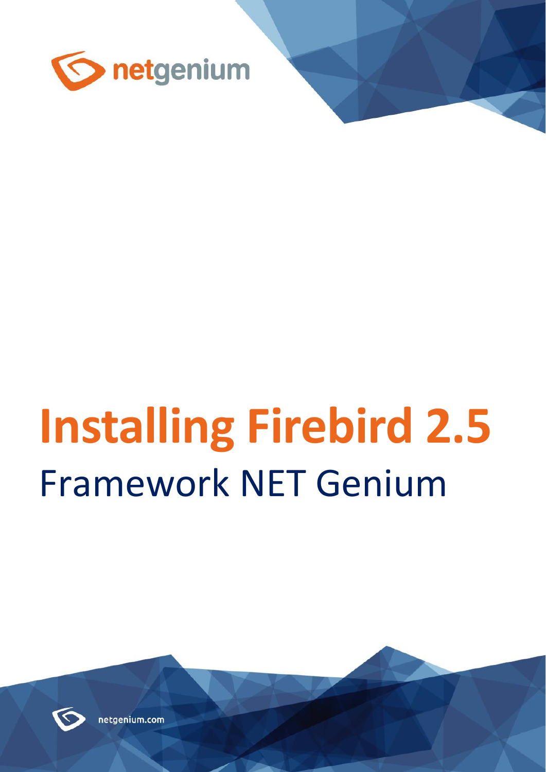netgenium

# Installing Firebird 2.5

## Framework NET Genium

netgenium.com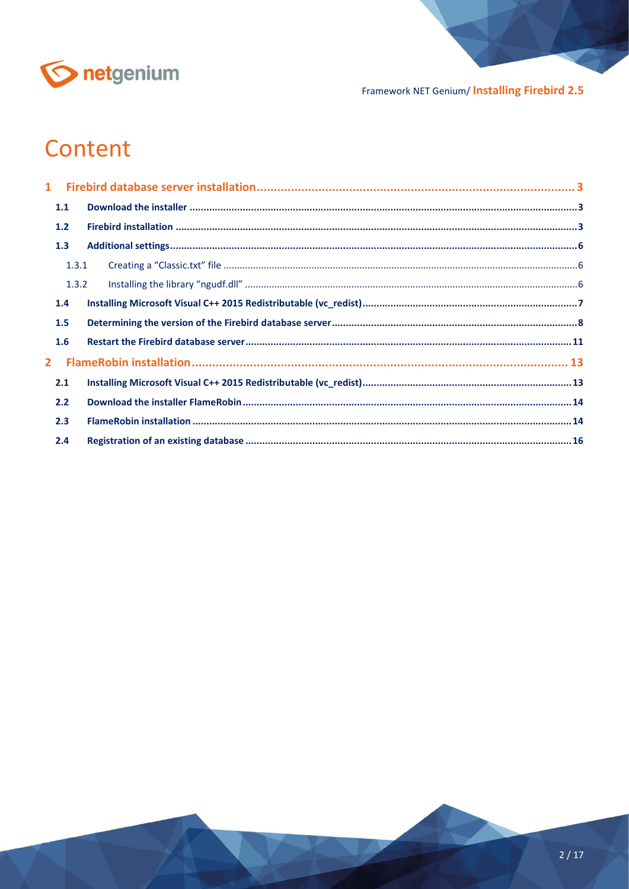# Content

**1 Firebird database server installation ..... 3**

- **1.1 Download the installer ..... 3**
- **1.2 Firebird installation ..... 3**
- **1.3 Additional settings ..... 6**
  - 1.3.1 Creating a “Classic.txt” file ..... 6
  - 1.3.2 Installing the library “ngudf.dll” ..... 6
- **1.4 Installing Microsoft Visual C++ 2015 Redistributable (vc_redist) ..... 7**
- **1.5 Determining the version of the Firebird database server ..... 8**
- **1.6 Restart the Firebird database server ..... 11**

**2 FlameRobin installation ..... 13**

- **2.1 Installing Microsoft Visual C++ 2015 Redistributable (vc_redist) ..... 13**
- **2.2 Download the installer FlameRobin ..... 14**
- **2.3 FlameRobin installation ..... 14**
- **2.4 Registration of an existing database ..... 16**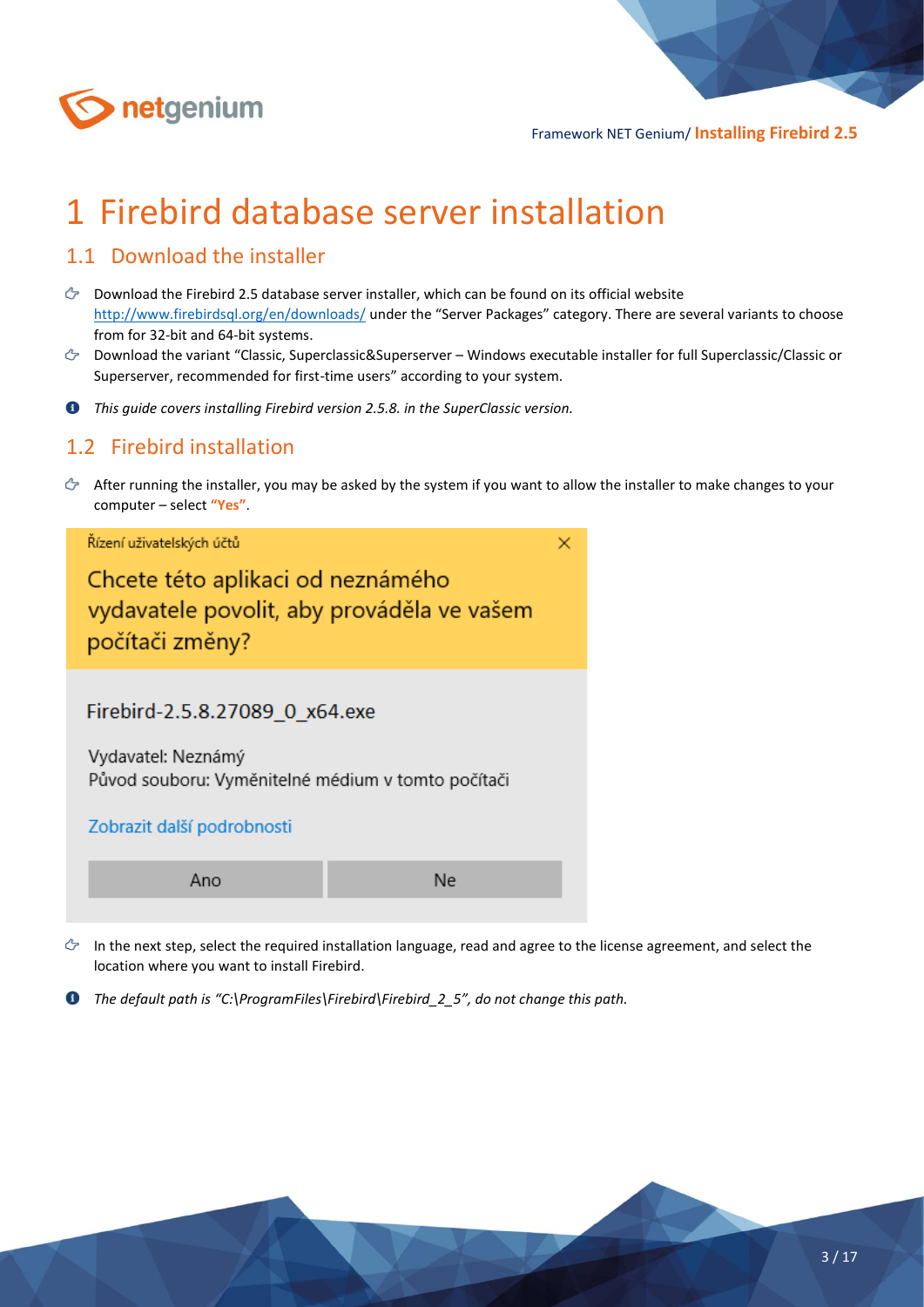# 1 Firebird database server installation

## 1.1 Download the installer

- Download the Firebird 2.5 database server installer, which can be found on its official website http://www.firebirdsql.org/en/downloads/ under the "Server Packages" category. There are several variants to choose from for 32-bit and 64-bit systems.
- Download the variant "Classic, Superclassic&Superserver – Windows executable installer for full Superclassic/Classic or Superserver, recommended for first-time users" according to your system.

*This guide covers installing Firebird version 2.5.8. in the SuperClassic version.*

## 1.2 Firebird installation

- After running the installer, you may be asked by the system if you want to allow the installer to make changes to your computer – select **"Yes"**.

Řízení uživatelských účtů

Chcete této aplikaci od neznámého vydavatele povolit, aby prováděla ve vašem počítači změny?

Firebird-2.5.8.27089_0_x64.exe

Vydavatel: Neznámý
Původ souboru: Vyměnitelné médium v tomto počítači

Zobrazit další podrobnosti

Ano | Ne

- In the next step, select the required installation language, read and agree to the license agreement, and select the location where you want to install Firebird.

*The default path is "C:\ProgramFiles\Firebird\Firebird_2_5", do not change this path.*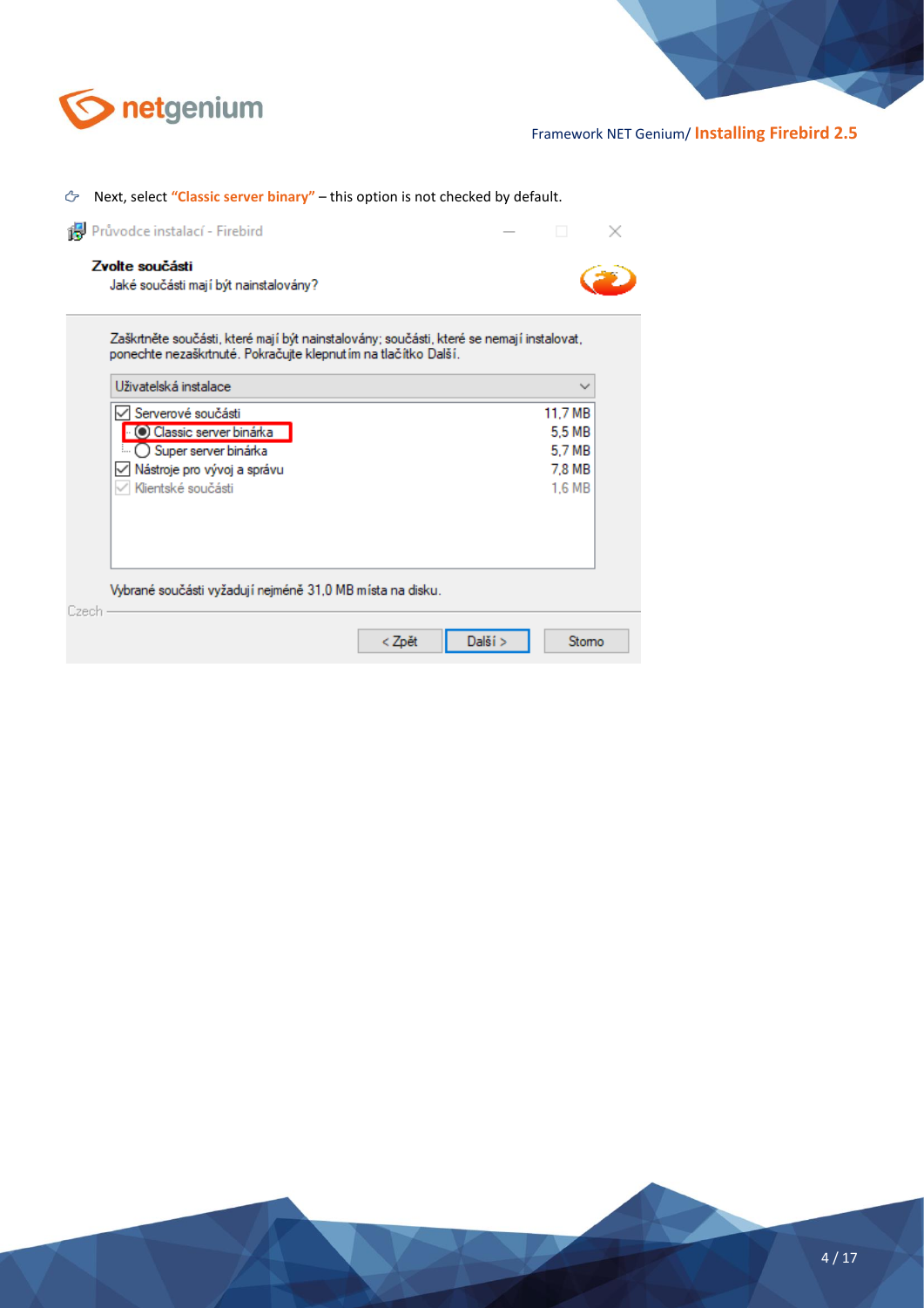- Next, select **"Classic server binary"** – this option is not checked by default.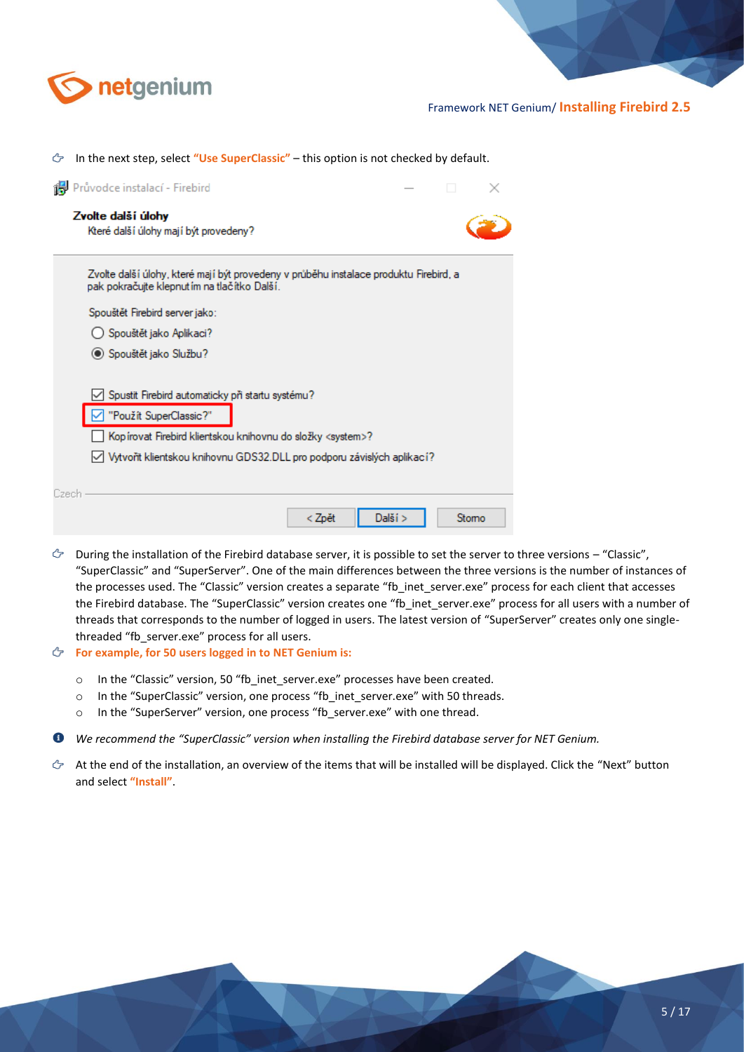- In the next step, select **"Use SuperClassic"** – this option is not checked by default.

- During the installation of the Firebird database server, it is possible to set the server to three versions – "Classic", "SuperClassic" and "SuperServer". One of the main differences between the three versions is the number of instances of the processes used. The "Classic" version creates a separate "fb_inet_server.exe" process for each client that accesses the Firebird database. The "SuperClassic" version creates one "fb_inet_server.exe" process for all users with a number of threads that corresponds to the number of logged in users. The latest version of "SuperServer" creates only one single-threaded "fb_server.exe" process for all users.
- **For example, for 50 users logged in to NET Genium is:**
  - In the "Classic" version, 50 "fb_inet_server.exe" processes have been created.
  - In the "SuperClassic" version, one process "fb_inet_server.exe" with 50 threads.
  - In the "SuperServer" version, one process "fb_server.exe" with one thread.

*We recommend the "SuperClassic" version when installing the Firebird database server for NET Genium.*

- At the end of the installation, an overview of the items that will be installed will be displayed. Click the "Next" button and select **"Install"**.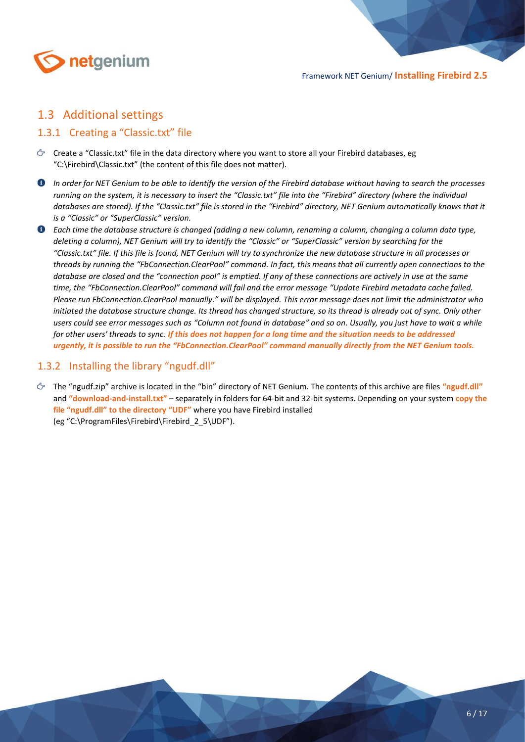## 1.3 Additional settings

### 1.3.1 Creating a "Classic.txt" file

- Create a "Classic.txt" file in the data directory where you want to store all your Firebird databases, eg "C:\Firebird\Classic.txt" (the content of this file does not matter).

- *In order for NET Genium to be able to identify the version of the Firebird database without having to search the processes running on the system, it is necessary to insert the "Classic.txt" file into the "Firebird" directory (where the individual databases are stored). If the "Classic.txt" file is stored in the "Firebird" directory, NET Genium automatically knows that it is a "Classic" or "SuperClassic" version.*
- *Each time the database structure is changed (adding a new column, renaming a column, changing a column data type, deleting a column), NET Genium will try to identify the "Classic" or "SuperClassic" version by searching for the "Classic.txt" file. If this file is found, NET Genium will try to synchronize the new database structure in all processes or threads by running the "FbConnection.ClearPool" command. In fact, this means that all currently open connections to the database are closed and the "connection pool" is emptied. If any of these connections are actively in use at the same time, the "FbConnection.ClearPool" command will fail and the error message "Update Firebird metadata cache failed. Please run FbConnection.ClearPool manually." will be displayed. This error message does not limit the administrator who initiated the database structure change. Its thread has changed structure, so its thread is already out of sync. Only other users could see error messages such as "Column not found in database" and so on. Usually, you just have to wait a while for other users' threads to sync.* ***If this does not happen for a long time and the situation needs to be addressed urgently, it is possible to run the "FbConnection.ClearPool" command manually directly from the NET Genium tools.***

### 1.3.2 Installing the library "ngudf.dll"

- The "ngudf.zip" archive is located in the "bin" directory of NET Genium. The contents of this archive are files **"ngudf.dll"** and **"download-and-install.txt"** – separately in folders for 64-bit and 32-bit systems. Depending on your system **copy the file "ngudf.dll" to the directory "UDF"** where you have Firebird installed (eg "C:\ProgramFiles\Firebird\Firebird_2_5\UDF").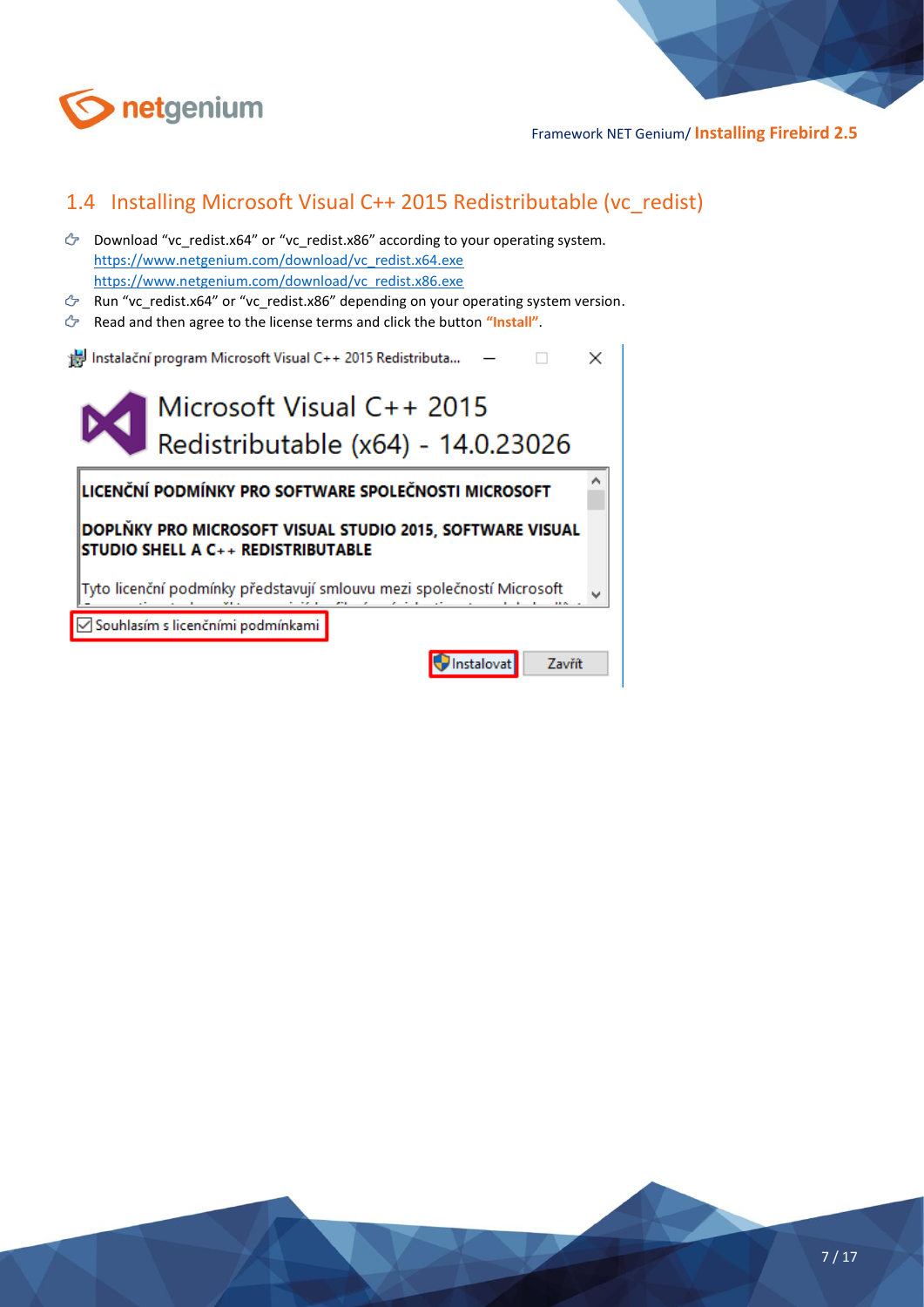## 1.4 Installing Microsoft Visual C++ 2015 Redistributable (vc_redist)

- Download "vc_redist.x64" or "vc_redist.x86" according to your operating system.
  https://www.netgenium.com/download/vc_redist.x64.exe
  https://www.netgenium.com/download/vc_redist.x86.exe
- Run "vc_redist.x64" or "vc_redist.x86" depending on your operating system version.
- Read and then agree to the license terms and click the button **"Install"**.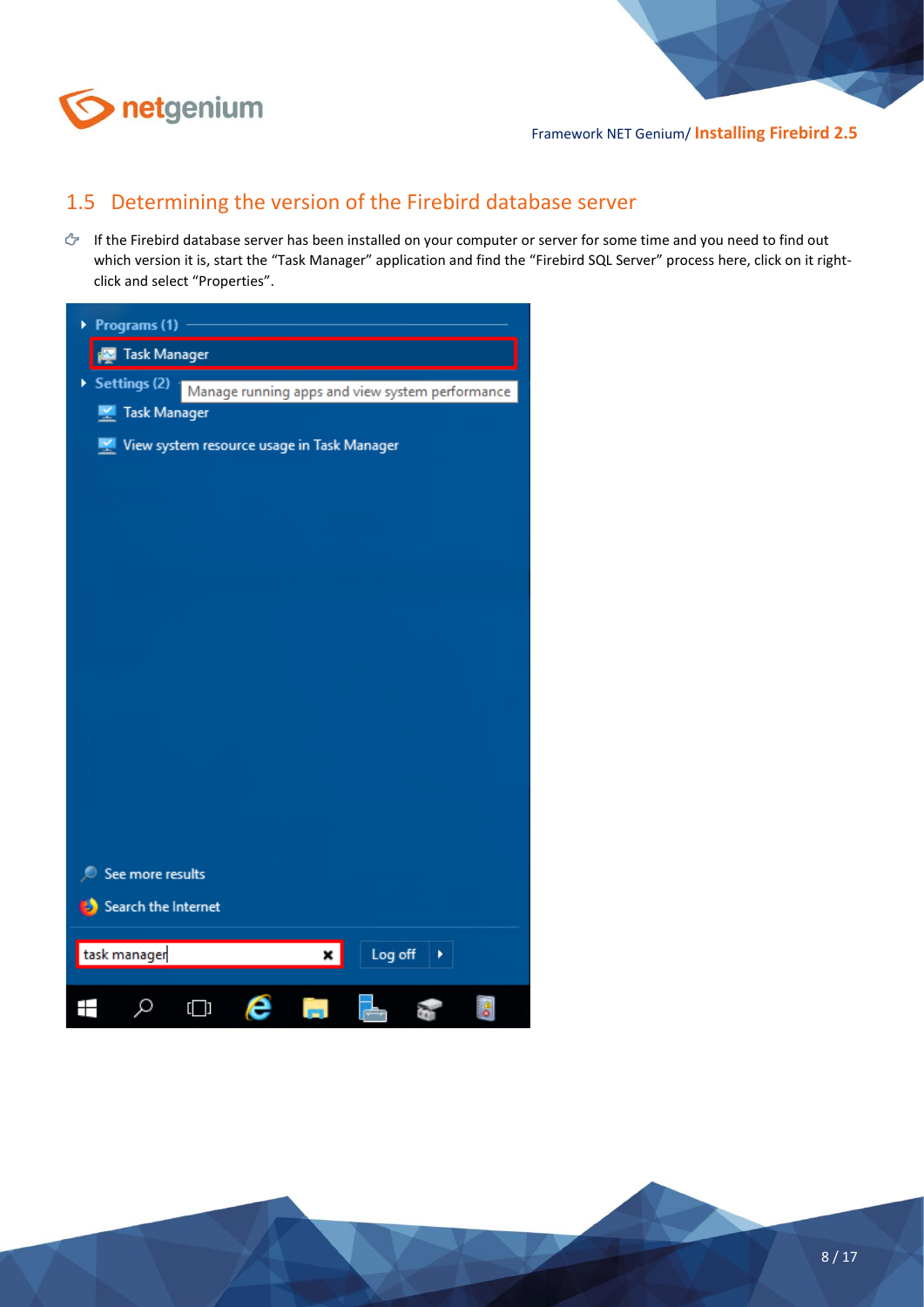## 1.5 Determining the version of the Firebird database server

- If the Firebird database server has been installed on your computer or server for some time and you need to find out which version it is, start the "Task Manager" application and find the "Firebird SQL Server" process here, click on it right-click and select "Properties".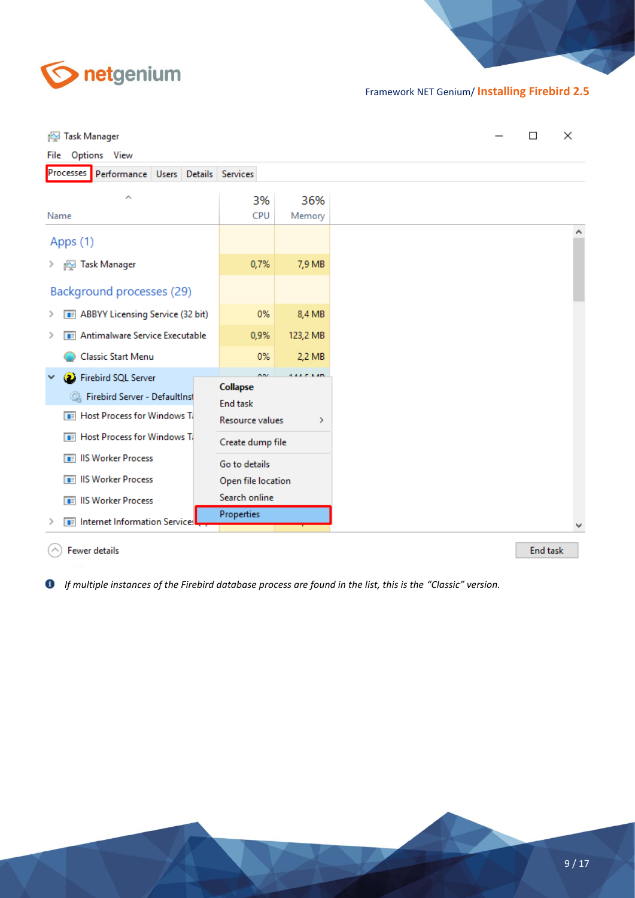Task Manager

File Options View

Processes | Performance | Users | Details | Services

| Name | 3% CPU | 36% Memory |
|---|---|---|
| **Apps (1)** | | |
| Task Manager | 0,7% | 7,9 MB |
| **Background processes (29)** | | |
| ABBYY Licensing Service (32 bit) | 0% | 8,4 MB |
| Antimalware Service Executable | 0,9% | 123,2 MB |
| Classic Start Menu | 0% | 2,2 MB |
| Firebird SQL Server | | |
| Firebird Server - DefaultInst | | |
| Host Process for Windows T | | |
| Host Process for Windows T | | |
| IIS Worker Process | | |
| IIS Worker Process | | |
| IIS Worker Process | | |
| Internet Information Service | | |

Collapse
End task
Resource values
Create dump file
Go to details
Open file location
Search online
Properties

Fewer details | End task

*If multiple instances of the Firebird database process are found in the list, this is the "Classic" version.*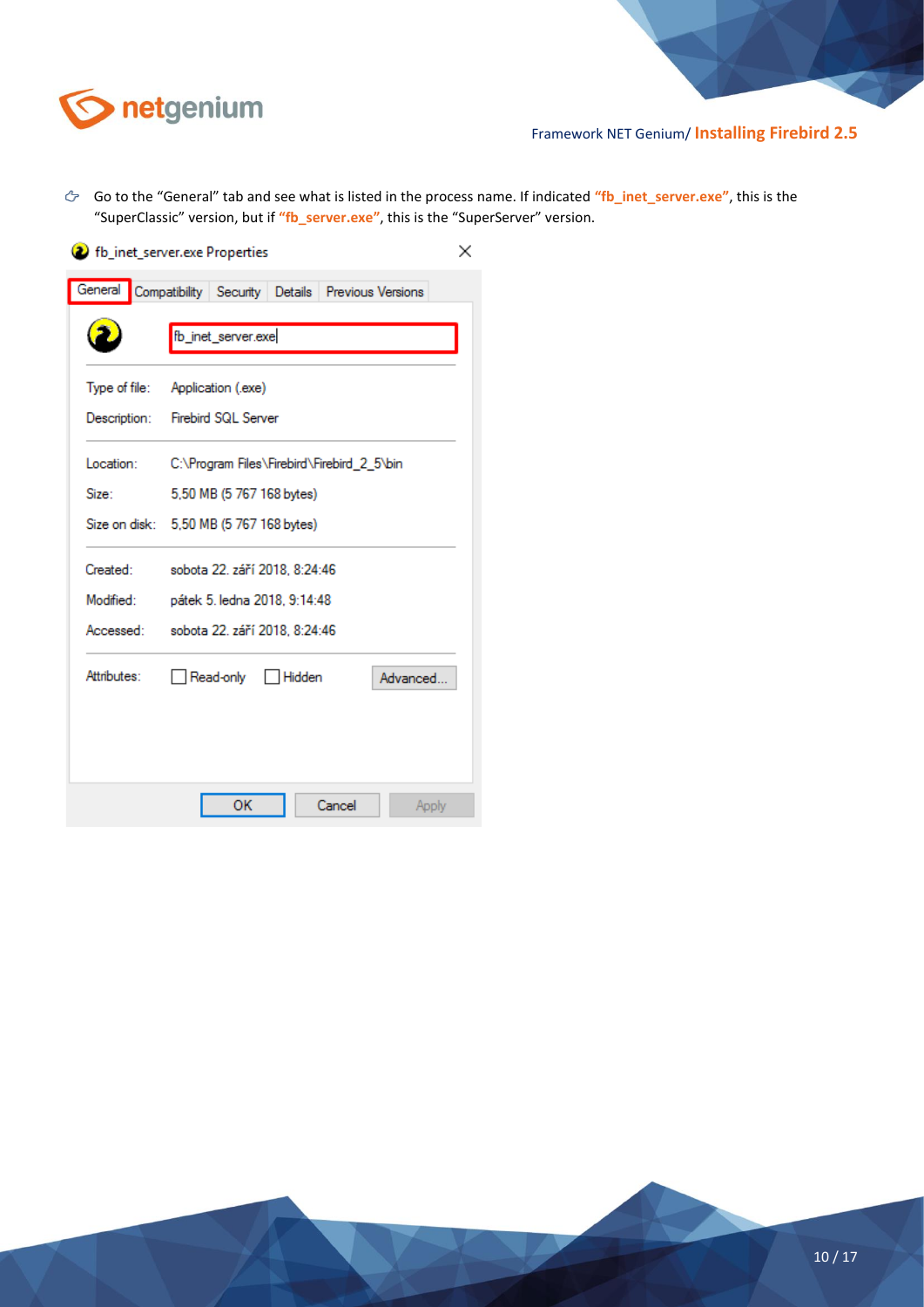- Go to the "General" tab and see what is listed in the process name. If indicated **"fb_inet_server.exe"**, this is the "SuperClassic" version, but if **"fb_server.exe"**, this is the "SuperServer" version.

fb_inet_server.exe Properties

General | Compatibility | Security | Details | Previous Versions

fb_inet_server.exe

| | |
|---|---|
| Type of file: | Application (.exe) |
| Description: | Firebird SQL Server |
| Location: | C:\Program Files\Firebird\Firebird_2_5\bin |
| Size: | 5,50 MB (5 767 168 bytes) |
| Size on disk: | 5,50 MB (5 767 168 bytes) |
| Created: | sobota 22. září 2018, 8:24:46 |
| Modified: | pátek 5. ledna 2018, 9:14:48 |
| Accessed: | sobota 22. září 2018, 8:24:46 |
| Attributes: | Read-only, Hidden, Advanced... |

OK | Cancel | Apply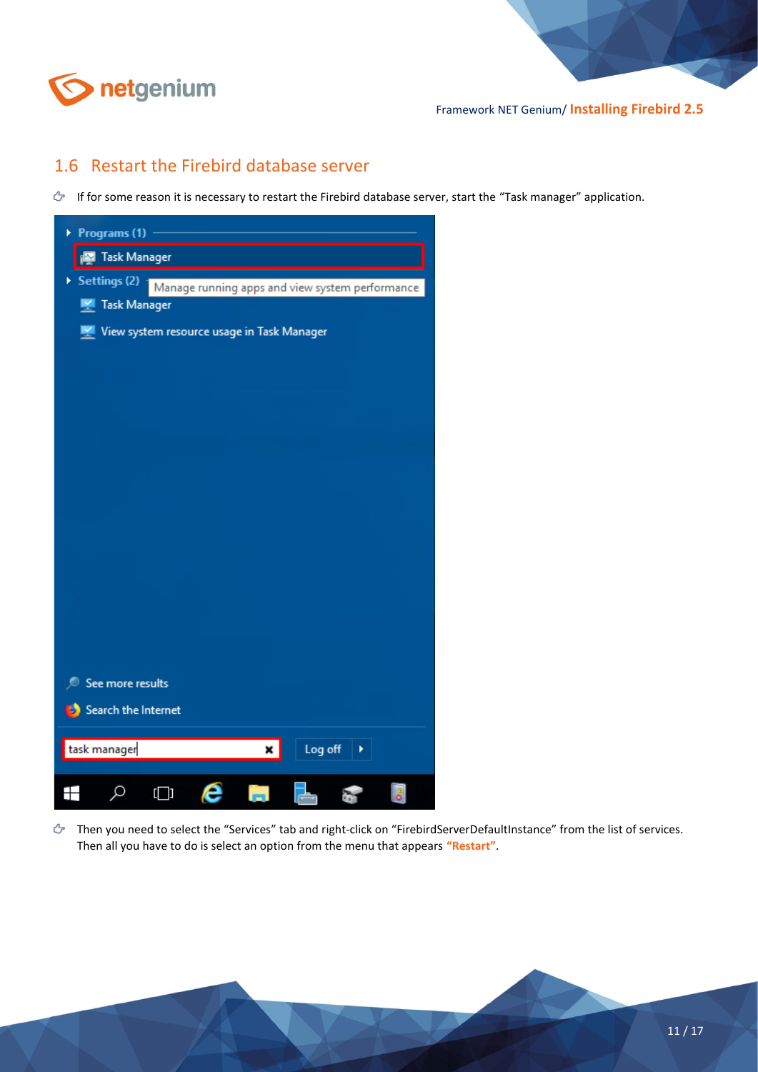## 1.6 Restart the Firebird database server

- If for some reason it is necessary to restart the Firebird database server, start the “Task manager” application.

- Then you need to select the “Services” tab and right-click on “FirebirdServerDefaultInstance” from the list of services. Then all you have to do is select an option from the menu that appears **“Restart”**.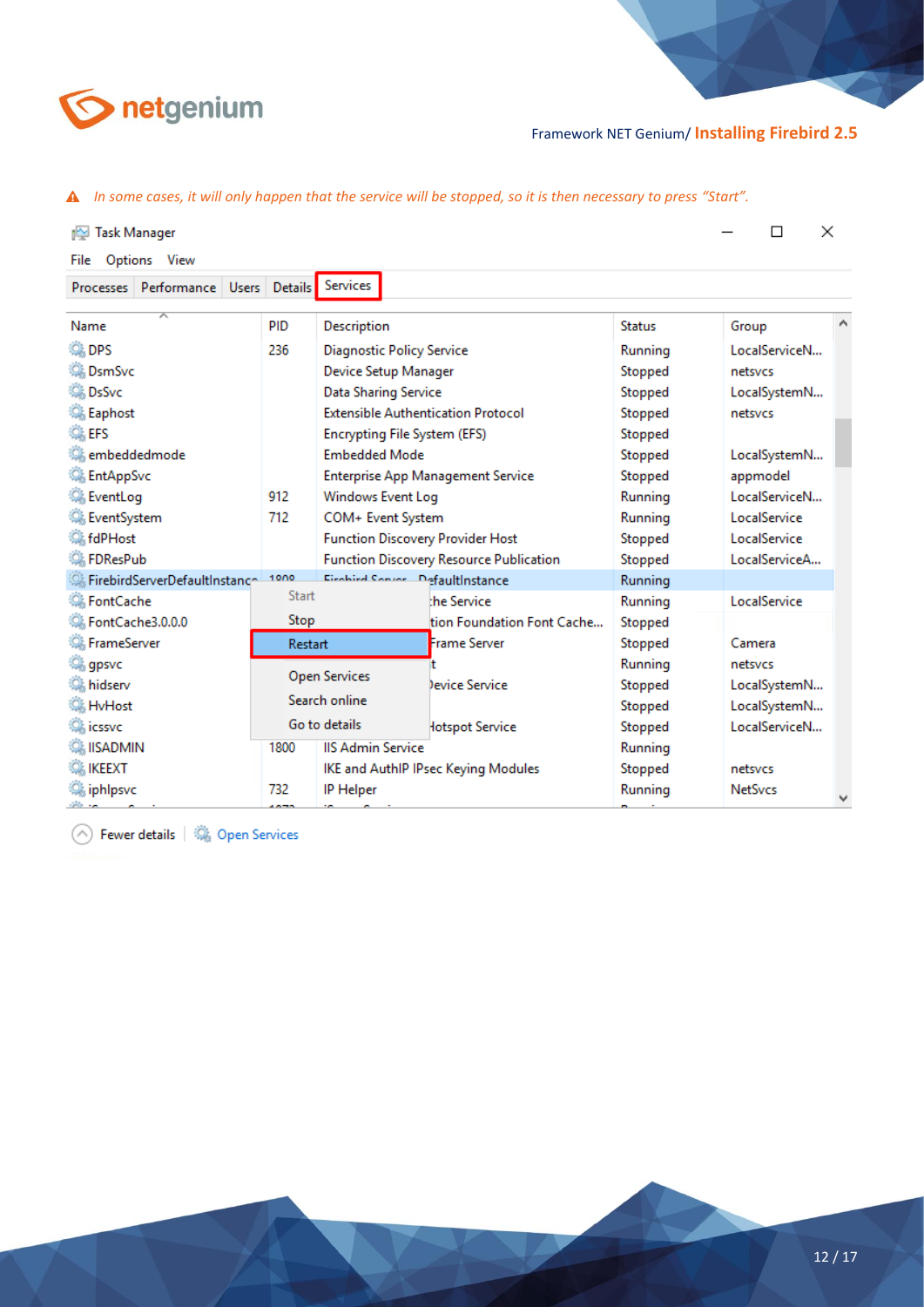⚠ *In some cases, it will only happen that the service will be stopped, so it is then necessary to press "Start".*

Task Manager

File Options View

Processes | Performance | Users | Details | Services

| Name | PID | Description | Status | Group |
|---|---|---|---|---|
| DPS | 236 | Diagnostic Policy Service | Running | LocalServiceN... |
| DsmSvc | | Device Setup Manager | Stopped | netsvcs |
| DsSvc | | Data Sharing Service | Stopped | LocalSystemN... |
| Eaphost | | Extensible Authentication Protocol | Stopped | netsvcs |
| EFS | | Encrypting File System (EFS) | Stopped | |
| embeddedmode | | Embedded Mode | Stopped | LocalSystemN... |
| EntAppSvc | | Enterprise App Management Service | Stopped | appmodel |
| EventLog | 912 | Windows Event Log | Running | LocalServiceN... |
| EventSystem | 712 | COM+ Event System | Running | LocalService |
| fdPHost | | Function Discovery Provider Host | Stopped | LocalService |
| FDResPub | | Function Discovery Resource Publication | Stopped | LocalServiceA... |
| FirebirdServerDefaultInstance | 1808 | Firebird Server - DefaultInstance | Running | |
| FontCache | | ...he Service | Running | LocalService |
| FontCache3.0.0.0 | | ...tion Foundation Font Cache... | Stopped | |
| FrameServer | | ...Frame Server | Stopped | Camera |
| gpsvc | | ...t | Running | netsvcs |
| hidserv | | ...evice Service | Stopped | LocalSystemN... |
| HvHost | | | Stopped | LocalSystemN... |
| icssvc | | ...Hotspot Service | Stopped | LocalServiceN... |
| IISADMIN | 1800 | IIS Admin Service | Running | |
| IKEEXT | | IKE and AuthIP IPsec Keying Modules | Stopped | netsvcs |
| iphlpsvc | 732 | IP Helper | Running | NetSvcs |

Context menu: Start, Stop, **Restart**, Open Services, Search online, Go to details

Fewer details | Open Services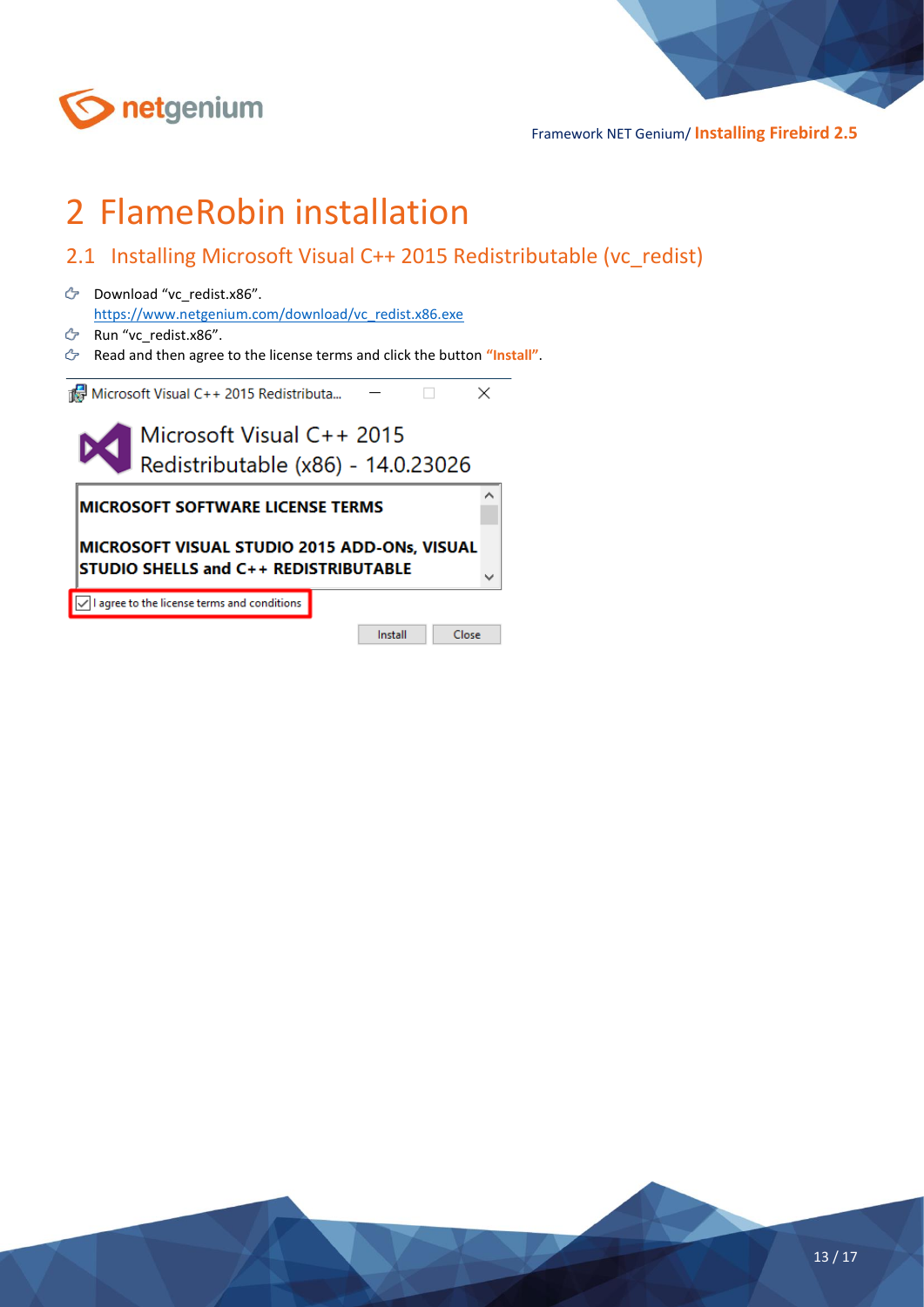# 2 FlameRobin installation

## 2.1 Installing Microsoft Visual C++ 2015 Redistributable (vc_redist)

- Download "vc_redist.x86".
  https://www.netgenium.com/download/vc_redist.x86.exe
- Run "vc_redist.x86".
- Read and then agree to the license terms and click the button **"Install"**.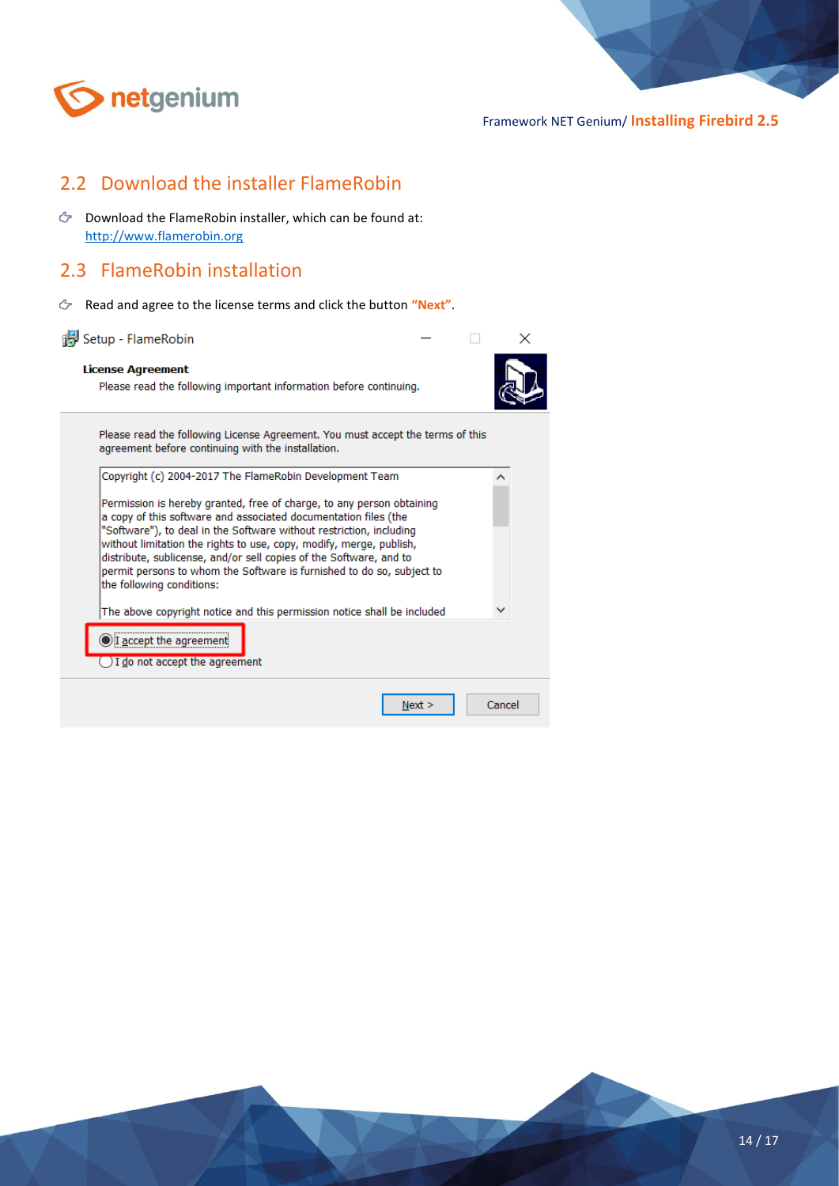## 2.2 Download the installer FlameRobin

- Download the FlameRobin installer, which can be found at: http://www.flamerobin.org

## 2.3 FlameRobin installation

- Read and agree to the license terms and click the button **"Next"**.

Setup - FlameRobin

**License Agreement**

Please read the following important information before continuing.

Please read the following License Agreement. You must accept the terms of this agreement before continuing with the installation.

Copyright (c) 2004-2017 The FlameRobin Development Team

Permission is hereby granted, free of charge, to any person obtaining a copy of this software and associated documentation files (the "Software"), to deal in the Software without restriction, including without limitation the rights to use, copy, modify, merge, publish, distribute, sublicense, and/or sell copies of the Software, and to permit persons to whom the Software is furnished to do so, subject to the following conditions:

The above copyright notice and this permission notice shall be included

(•) I accept the agreement

( ) I do not accept the agreement

Next > Cancel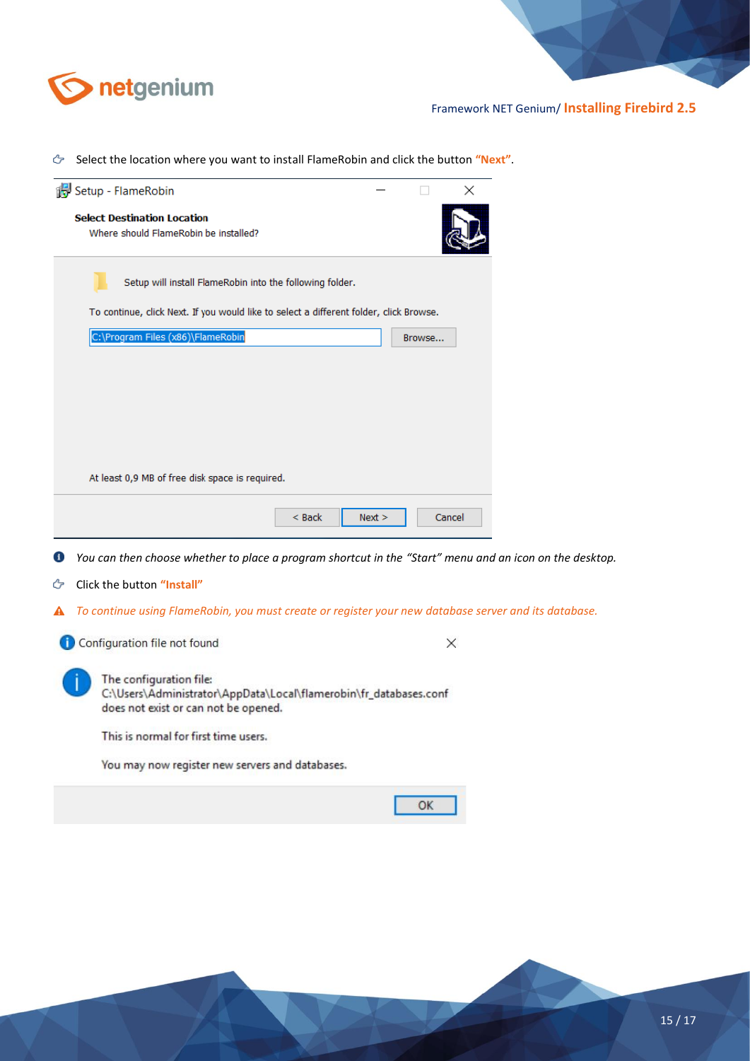Select the location where you want to install FlameRobin and click the button **"Next"**.

Setup - FlameRobin

**Select Destination Location**

Where should FlameRobin be installed?

Setup will install FlameRobin into the following folder.

To continue, click Next. If you would like to select a different folder, click Browse.

C:\Program Files (x86)\FlameRobin

Browse...

At least 0,9 MB of free disk space is required.

< Back | Next > | Cancel

*You can then choose whether to place a program shortcut in the "Start" menu and an icon on the desktop.*

Click the button **"Install"**

*To continue using FlameRobin, you must create or register your new database server and its database.*

Configuration file not found

The configuration file:
C:\Users\Administrator\AppData\Local\flamerobin\fr_databases.conf
does not exist or can not be opened.

This is normal for first time users.

You may now register new servers and databases.

OK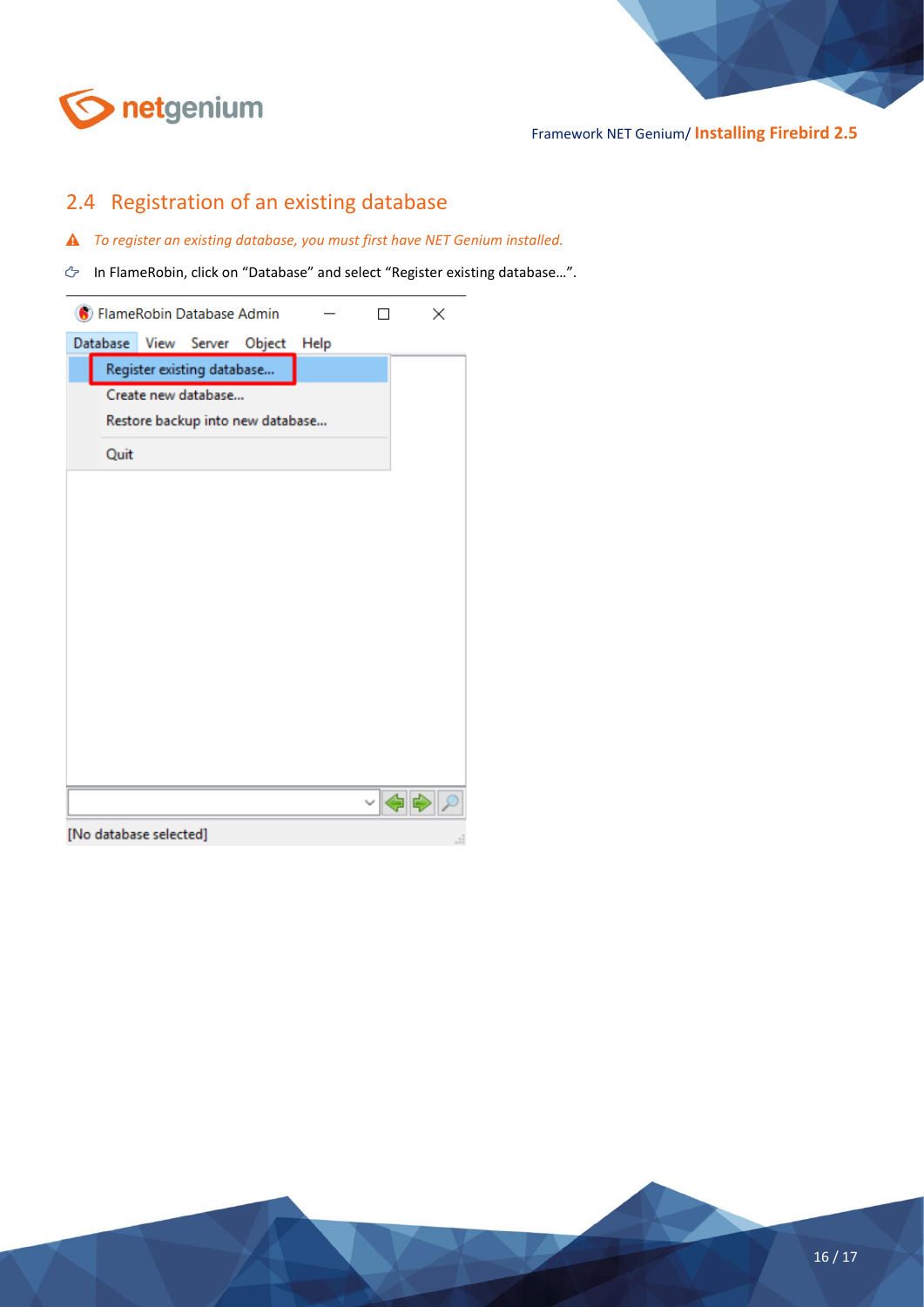## 2.4 Registration of an existing database

⚠ *To register an existing database, you must first have NET Genium installed.*

☞ In FlameRobin, click on “Database” and select “Register existing database…”.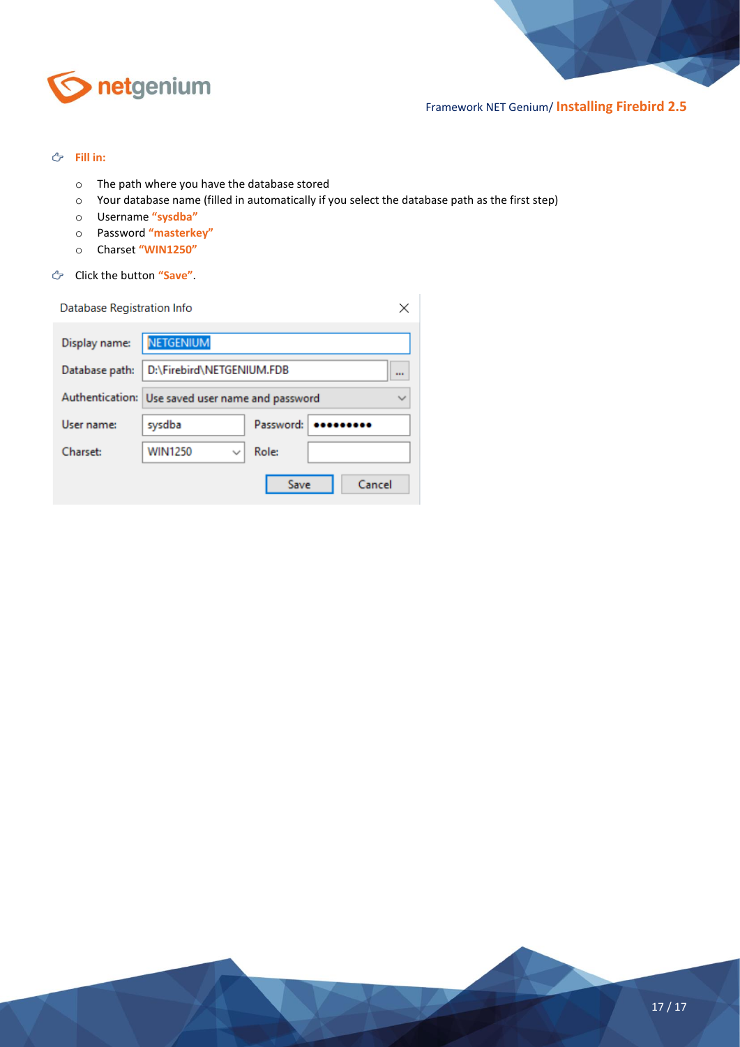- **Fill in:**
  - The path where you have the database stored
  - Your database name (filled in automatically if you select the database path as the first step)
  - Username **"sysdba"**
  - Password **"masterkey"**
  - Charset **"WIN1250"**
- Click the button **"Save"**.

Database Registration Info

Display name: NETGENIUM

Database path: D:\Firebird\NETGENIUM.FDB

Authentication: Use saved user name and password

User name: sysdba

Password: •••••••••

Charset: WIN1250

Role:

Save

Cancel